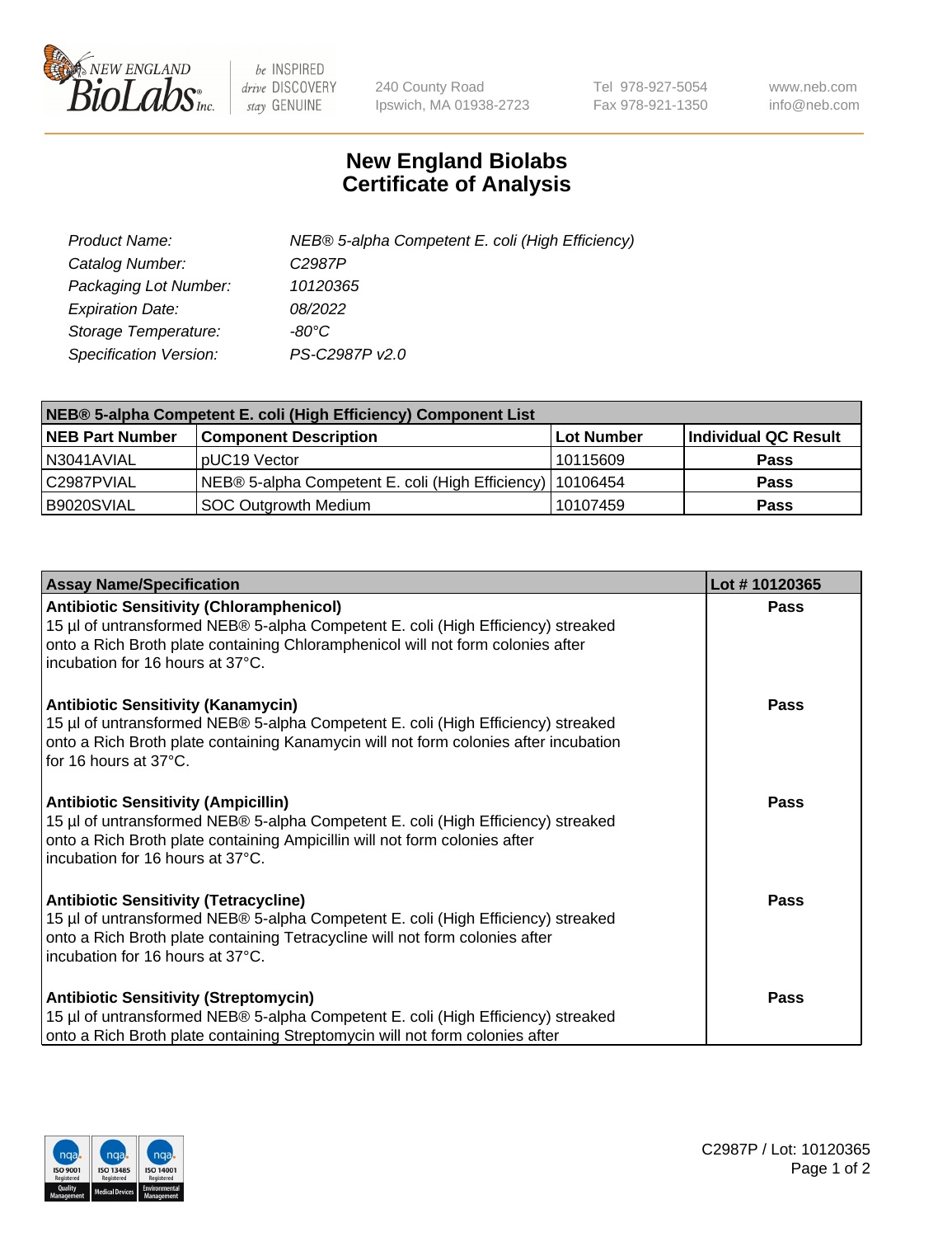240 County Road
Ipswich, MA 01938-2723

Tel 978-927-5054
Fax 978-921-1350

www.neb.com
info@neb.com

# New England Biolabs
# Certificate of Analysis

| | |
|---|---|
| *Product Name:* | *NEB® 5-alpha Competent E. coli (High Efficiency)* |
| *Catalog Number:* | *C2987P* |
| *Packaging Lot Number:* | *10120365* |
| *Expiration Date:* | *08/2022* |
| *Storage Temperature:* | *-80°C* |
| *Specification Version:* | *PS-C2987P v2.0* |

| **NEB® 5-alpha Competent E. coli (High Efficiency) Component List** | | | |
|---|---|---|---|
| **NEB Part Number** | **Component Description** | **Lot Number** | **Individual QC Result** |
| N3041AVIAL | pUC19 Vector | 10115609 | **Pass** |
| C2987PVIAL | NEB® 5-alpha Competent E. coli (High Efficiency) | 10106454 | **Pass** |
| B9020SVIAL | SOC Outgrowth Medium | 10107459 | **Pass** |

| **Assay Name/Specification** | **Lot # 10120365** |
|---|---|
| **Antibiotic Sensitivity (Chloramphenicol)** 15 µl of untransformed NEB® 5-alpha Competent E. coli (High Efficiency) streaked onto a Rich Broth plate containing Chloramphenicol will not form colonies after incubation for 16 hours at 37°C. | **Pass** |
| **Antibiotic Sensitivity (Kanamycin)** 15 µl of untransformed NEB® 5-alpha Competent E. coli (High Efficiency) streaked onto a Rich Broth plate containing Kanamycin will not form colonies after incubation for 16 hours at 37°C. | **Pass** |
| **Antibiotic Sensitivity (Ampicillin)** 15 µl of untransformed NEB® 5-alpha Competent E. coli (High Efficiency) streaked onto a Rich Broth plate containing Ampicillin will not form colonies after incubation for 16 hours at 37°C. | **Pass** |
| **Antibiotic Sensitivity (Tetracycline)** 15 µl of untransformed NEB® 5-alpha Competent E. coli (High Efficiency) streaked onto a Rich Broth plate containing Tetracycline will not form colonies after incubation for 16 hours at 37°C. | **Pass** |
| **Antibiotic Sensitivity (Streptomycin)** 15 µl of untransformed NEB® 5-alpha Competent E. coli (High Efficiency) streaked onto a Rich Broth plate containing Streptomycin will not form colonies after | **Pass** |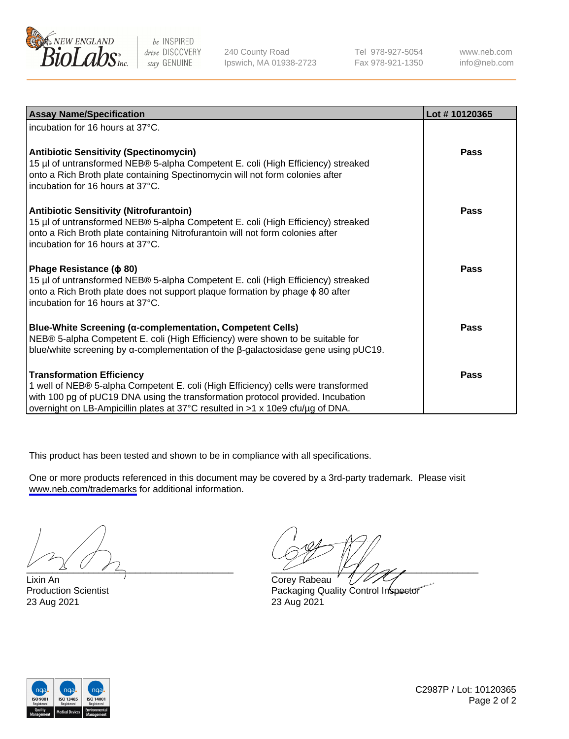| Assay Name/Specification | Lot # 10120365 |
|---|---|
| incubation for 16 hours at 37°C. | |
| **Antibiotic Sensitivity (Spectinomycin)**<br>15 µl of untransformed NEB® 5-alpha Competent E. coli (High Efficiency) streaked onto a Rich Broth plate containing Spectinomycin will not form colonies after incubation for 16 hours at 37°C. | **Pass** |
| **Antibiotic Sensitivity (Nitrofurantoin)**<br>15 µl of untransformed NEB® 5-alpha Competent E. coli (High Efficiency) streaked onto a Rich Broth plate containing Nitrofurantoin will not form colonies after incubation for 16 hours at 37°C. | **Pass** |
| **Phage Resistance (ϕ 80)**<br>15 µl of untransformed NEB® 5-alpha Competent E. coli (High Efficiency) streaked onto a Rich Broth plate does not support plaque formation by phage ϕ 80 after incubation for 16 hours at 37°C. | **Pass** |
| **Blue-White Screening (α-complementation, Competent Cells)**<br>NEB® 5-alpha Competent E. coli (High Efficiency) were shown to be suitable for blue/white screening by α-complementation of the β-galactosidase gene using pUC19. | **Pass** |
| **Transformation Efficiency**<br>1 well of NEB® 5-alpha Competent E. coli (High Efficiency) cells were transformed with 100 pg of pUC19 DNA using the transformation protocol provided. Incubation overnight on LB-Ampicillin plates at 37°C resulted in >1 x 10e9 cfu/µg of DNA. | **Pass** |

This product has been tested and shown to be in compliance with all specifications.

One or more products referenced in this document may be covered by a 3rd-party trademark. Please visit www.neb.com/trademarks for additional information.

Lixin An
Production Scientist
23 Aug 2021

Corey Rabeau
Packaging Quality Control Inspector
23 Aug 2021

C2987P / Lot: 10120365